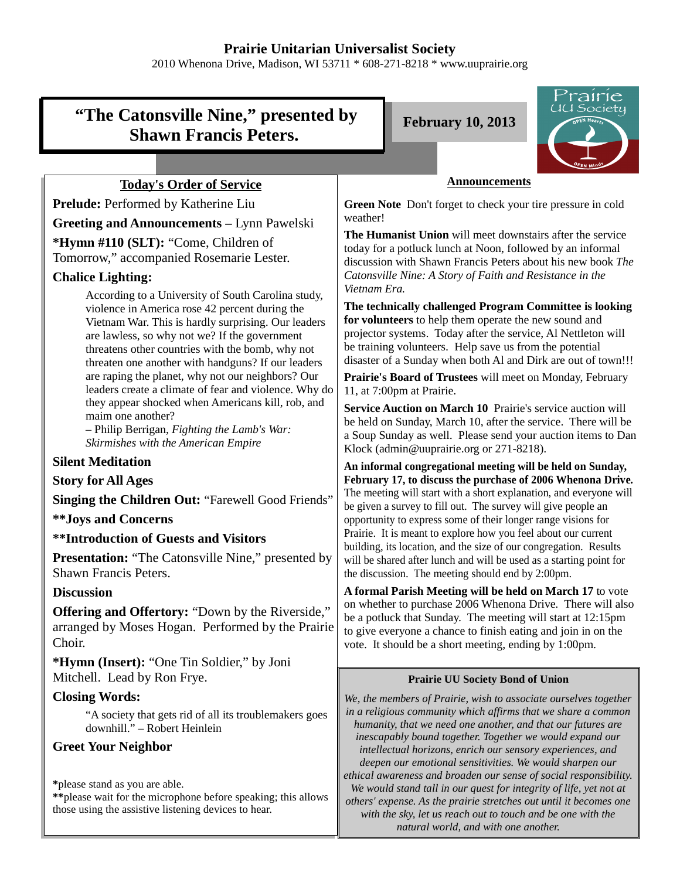# Prairie Unitarian Universalist Society

2010 Whenona Drive, Madison, WI 53711 * 608-271-8218 * www.uuprairie.org

## "The Catonsville Nine," presented by Shawn Francis Peters.

**February 10, 2013**

### Today's Order of Service

**Prelude:** Performed by Katherine Liu

**Greeting and Announcements –** Lynn Pawelski

***Hymn #110 (SLT):** "Come, Children of Tomorrow," accompanied Rosemarie Lester.

**Chalice Lighting:**

> According to a University of South Carolina study, violence in America rose 42 percent during the Vietnam War. This is hardly surprising. Our leaders are lawless, so why not we? If the government threatens other countries with the bomb, why not threaten one another with handguns? If our leaders are raping the planet, why not our neighbors? Our leaders create a climate of fear and violence. Why do they appear shocked when Americans kill, rob, and maim one another?
> – Philip Berrigan, *Fighting the Lamb's War: Skirmishes with the American Empire*

**Silent Meditation**

**Story for All Ages**

**Singing the Children Out:** "Farewell Good Friends"

****Joys and Concerns**

****Introduction of Guests and Visitors**

**Presentation:** "The Catonsville Nine," presented by Shawn Francis Peters.

**Discussion**

**Offering and Offertory:** "Down by the Riverside," arranged by Moses Hogan. Performed by the Prairie Choir.

***Hymn (Insert):** "One Tin Soldier," by Joni Mitchell. Lead by Ron Frye.

**Closing Words:**

> "A society that gets rid of all its troublemakers goes downhill." – Robert Heinlein

**Greet Your Neighbor**

**\***please stand as you are able.
**\*\***please wait for the microphone before speaking; this allows those using the assistive listening devices to hear.

### Announcements

**Green Note** Don't forget to check your tire pressure in cold weather!

**The Humanist Union** will meet downstairs after the service today for a potluck lunch at Noon, followed by an informal discussion with Shawn Francis Peters about his new book *The Catonsville Nine: A Story of Faith and Resistance in the Vietnam Era.*

**The technically challenged Program Committee is looking for volunteers** to help them operate the new sound and projector systems. Today after the service, Al Nettleton will be training volunteers. Help save us from the potential disaster of a Sunday when both Al and Dirk are out of town!!!

**Prairie's Board of Trustees** will meet on Monday, February 11, at 7:00pm at Prairie.

**Service Auction on March 10** Prairie's service auction will be held on Sunday, March 10, after the service. There will be a Soup Sunday as well. Please send your auction items to Dan Klock (admin@uuprairie.org or 271-8218).

**An informal congregational meeting will be held on Sunday, February 17, to discuss the purchase of 2006 Whenona Drive.** The meeting will start with a short explanation, and everyone will be given a survey to fill out. The survey will give people an opportunity to express some of their longer range visions for Prairie. It is meant to explore how you feel about our current building, its location, and the size of our congregation. Results will be shared after lunch and will be used as a starting point for the discussion. The meeting should end by 2:00pm.

**A formal Parish Meeting will be held on March 17** to vote on whether to purchase 2006 Whenona Drive. There will also be a potluck that Sunday. The meeting will start at 12:15pm to give everyone a chance to finish eating and join in on the vote. It should be a short meeting, ending by 1:00pm.

#### Prairie UU Society Bond of Union

*We, the members of Prairie, wish to associate ourselves together in a religious community which affirms that we share a common humanity, that we need one another, and that our futures are inescapably bound together. Together we would expand our intellectual horizons, enrich our sensory experiences, and deepen our emotional sensitivities. We would sharpen our ethical awareness and broaden our sense of social responsibility. We would stand tall in our quest for integrity of life, yet not at others' expense. As the prairie stretches out until it becomes one with the sky, let us reach out to touch and be one with the natural world, and with one another.*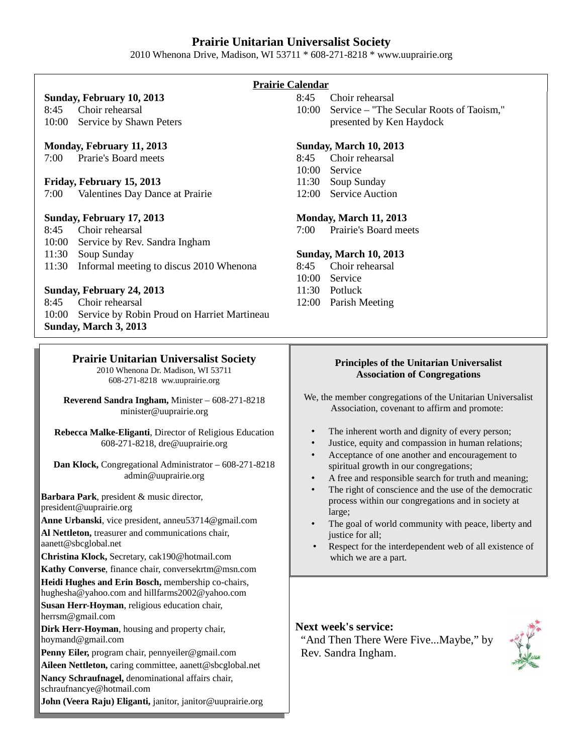# Prairie Unitarian Universalist Society

2010 Whenona Drive, Madison, WI 53711 * 608-271-8218 * www.uuprairie.org

## Prairie Calendar

**Sunday, February 10, 2013**
8:45 Choir rehearsal
10:00 Service by Shawn Peters

**Monday, February 11, 2013**
7:00 Prarie's Board meets

**Friday, February 15, 2013**
7:00 Valentines Day Dance at Prairie

**Sunday, February 17, 2013**
8:45 Choir rehearsal
10:00 Service by Rev. Sandra Ingham
11:30 Soup Sunday
11:30 Informal meeting to discus 2010 Whenona

**Sunday, February 24, 2013**
8:45 Choir rehearsal
10:00 Service by Robin Proud on Harriet Martineau

**Sunday, March 3, 2013**
8:45 Choir rehearsal
10:00 Service – "The Secular Roots of Taoism," presented by Ken Haydock

**Sunday, March 10, 2013**
8:45 Choir rehearsal
10:00 Service
11:30 Soup Sunday
12:00 Service Auction

**Monday, March 11, 2013**
7:00 Prairie's Board meets

**Sunday, March 10, 2013**
8:45 Choir rehearsal
10:00 Service
11:30 Potluck
12:00 Parish Meeting

## Prairie Unitarian Universalist Society

2010 Whenona Dr. Madison, WI 53711
608-271-8218 ww.uuprairie.org

**Reverend Sandra Ingham,** Minister – 608-271-8218
minister@uuprairie.org

**Rebecca Malke-Eliganti**, Director of Religious Education
608-271-8218, dre@uuprairie.org

**Dan Klock,** Congregational Administrator – 608-271-8218
admin@uuprairie.org

**Barbara Park**, president & music director, president@uuprairie.org

**Anne Urbanski**, vice president, anneu53714@gmail.com

**Al Nettleton,** treasurer and communications chair, aanett@sbcglobal.net

**Christina Klock,** Secretary, cak190@hotmail.com

**Kathy Converse**, finance chair, conversekrtm@msn.com

**Heidi Hughes and Erin Bosch,** membership co-chairs, hughesha@yahoo.com and hillfarms2002@yahoo.com

**Susan Herr-Hoyman**, religious education chair, herrsm@gmail.com

**Dirk Herr-Hoyman**, housing and property chair, hoymand@gmail.com

**Penny Eiler,** program chair, pennyeiler@gmail.com

**Aileen Nettleton,** caring committee, aanett@sbcglobal.net

**Nancy Schraufnagel,** denominational affairs chair, schraufnancye@hotmail.com

**John (Veera Raju) Eliganti,** janitor, janitor@uuprairie.org

### Principles of the Unitarian Universalist Association of Congregations

We, the member congregations of the Unitarian Universalist Association, covenant to affirm and promote:

- The inherent worth and dignity of every person;
- Justice, equity and compassion in human relations;
- Acceptance of one another and encouragement to spiritual growth in our congregations;
- A free and responsible search for truth and meaning;
- The right of conscience and the use of the democratic process within our congregations and in society at large;
- The goal of world community with peace, liberty and justice for all;
- Respect for the interdependent web of all existence of which we are a part.

**Next week's service:**
"And Then There Were Five...Maybe," by Rev. Sandra Ingham.